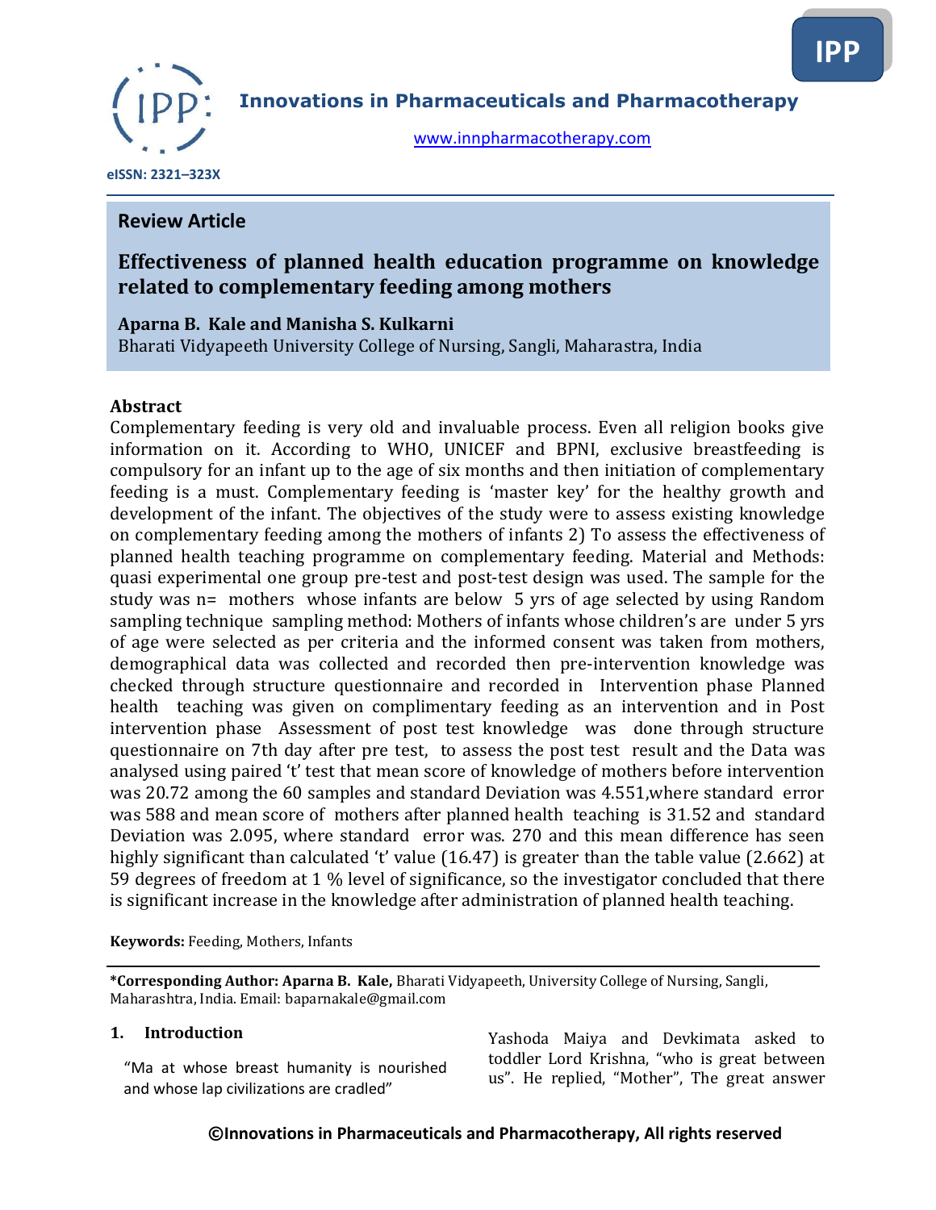**Innovations in Pharmaceuticals and Pharmacotherapy**

www.innpharmacotherapy.com

eISSN: 2321–323X

**Review Article**

# Effectiveness of planned health education programme on knowledge related to complementary feeding among mothers

**Aparna B. Kale and Manisha S. Kulkarni**

Bharati Vidyapeeth University College of Nursing, Sangli, Maharastra, India

## Abstract

Complementary feeding is very old and invaluable process. Even all religion books give information on it. According to WHO, UNICEF and BPNI, exclusive breastfeeding is compulsory for an infant up to the age of six months and then initiation of complementary feeding is a must. Complementary feeding is 'master key' for the healthy growth and development of the infant. The objectives of the study were to assess existing knowledge on complementary feeding among the mothers of infants 2) To assess the effectiveness of planned health teaching programme on complementary feeding. Material and Methods: quasi experimental one group pre-test and post-test design was used. The sample for the study was n= mothers whose infants are below 5 yrs of age selected by using Random sampling technique sampling method: Mothers of infants whose children's are under 5 yrs of age were selected as per criteria and the informed consent was taken from mothers, demographical data was collected and recorded then pre-intervention knowledge was checked through structure questionnaire and recorded in Intervention phase Planned health teaching was given on complimentary feeding as an intervention and in Post intervention phase Assessment of post test knowledge was done through structure questionnaire on 7th day after pre test, to assess the post test result and the Data was analysed using paired 't' test that mean score of knowledge of mothers before intervention was 20.72 among the 60 samples and standard Deviation was 4.551,where standard error was 588 and mean score of mothers after planned health teaching is 31.52 and standard Deviation was 2.095, where standard error was. 270 and this mean difference has seen highly significant than calculated 't' value (16.47) is greater than the table value (2.662) at 59 degrees of freedom at 1 % level of significance, so the investigator concluded that there is significant increase in the knowledge after administration of planned health teaching.

**Keywords:** Feeding, Mothers, Infants

**\*Corresponding Author: Aparna B. Kale,** Bharati Vidyapeeth, University College of Nursing, Sangli, Maharashtra, India. Email: baparnakale@gmail.com

## 1. Introduction

"Ma at whose breast humanity is nourished and whose lap civilizations are cradled"

Yashoda Maiya and Devkimata asked to toddler Lord Krishna, "who is great between us". He replied, "Mother", The great answer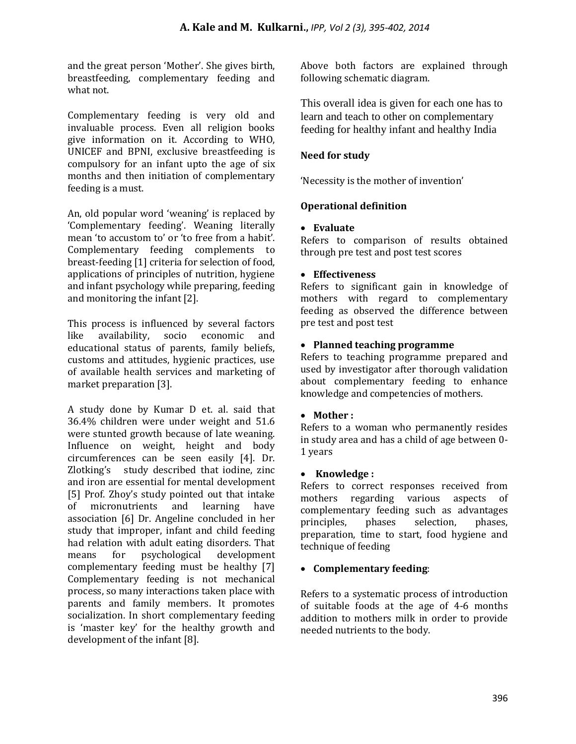and the great person 'Mother'. She gives birth, breastfeeding, complementary feeding and what not.

Complementary feeding is very old and invaluable process. Even all religion books give information on it. According to WHO, UNICEF and BPNI, exclusive breastfeeding is compulsory for an infant upto the age of six months and then initiation of complementary feeding is a must.

An, old popular word 'weaning' is replaced by 'Complementary feeding'. Weaning literally mean 'to accustom to' or 'to free from a habit'. Complementary feeding complements to breast-feeding [1] criteria for selection of food, applications of principles of nutrition, hygiene and infant psychology while preparing, feeding and monitoring the infant [2].

This process is influenced by several factors like availability, socio economic and educational status of parents, family beliefs, customs and attitudes, hygienic practices, use of available health services and marketing of market preparation [3].

A study done by Kumar D et. al. said that 36.4% children were under weight and 51.6 were stunted growth because of late weaning. Influence on weight, height and body circumferences can be seen easily [4]. Dr. Zlotking's study described that iodine, zinc and iron are essential for mental development [5] Prof. Zhoy's study pointed out that intake of micronutrients and learning have association [6] Dr. Angeline concluded in her study that improper, infant and child feeding had relation with adult eating disorders. That means for psychological development complementary feeding must be healthy [7] Complementary feeding is not mechanical process, so many interactions taken place with parents and family members. It promotes socialization. In short complementary feeding is 'master key' for the healthy growth and development of the infant [8].

Above both factors are explained through following schematic diagram.

This overall idea is given for each one has to learn and teach to other on complementary feeding for healthy infant and healthy India

**Need for study**

'Necessity is the mother of invention'

**Operational definition**

- **Evaluate**

Refers to comparison of results obtained through pre test and post test scores

- **Effectiveness**

Refers to significant gain in knowledge of mothers with regard to complementary feeding as observed the difference between pre test and post test

- **Planned teaching programme**

Refers to teaching programme prepared and used by investigator after thorough validation about complementary feeding to enhance knowledge and competencies of mothers.

- **Mother :**

Refers to a woman who permanently resides in study area and has a child of age between 0-1 years

- **Knowledge :**

Refers to correct responses received from mothers regarding various aspects of complementary feeding such as advantages principles, phases selection, phases, preparation, time to start, food hygiene and technique of feeding

- **Complementary feeding**:

Refers to a systematic process of introduction of suitable foods at the age of 4-6 months addition to mothers milk in order to provide needed nutrients to the body.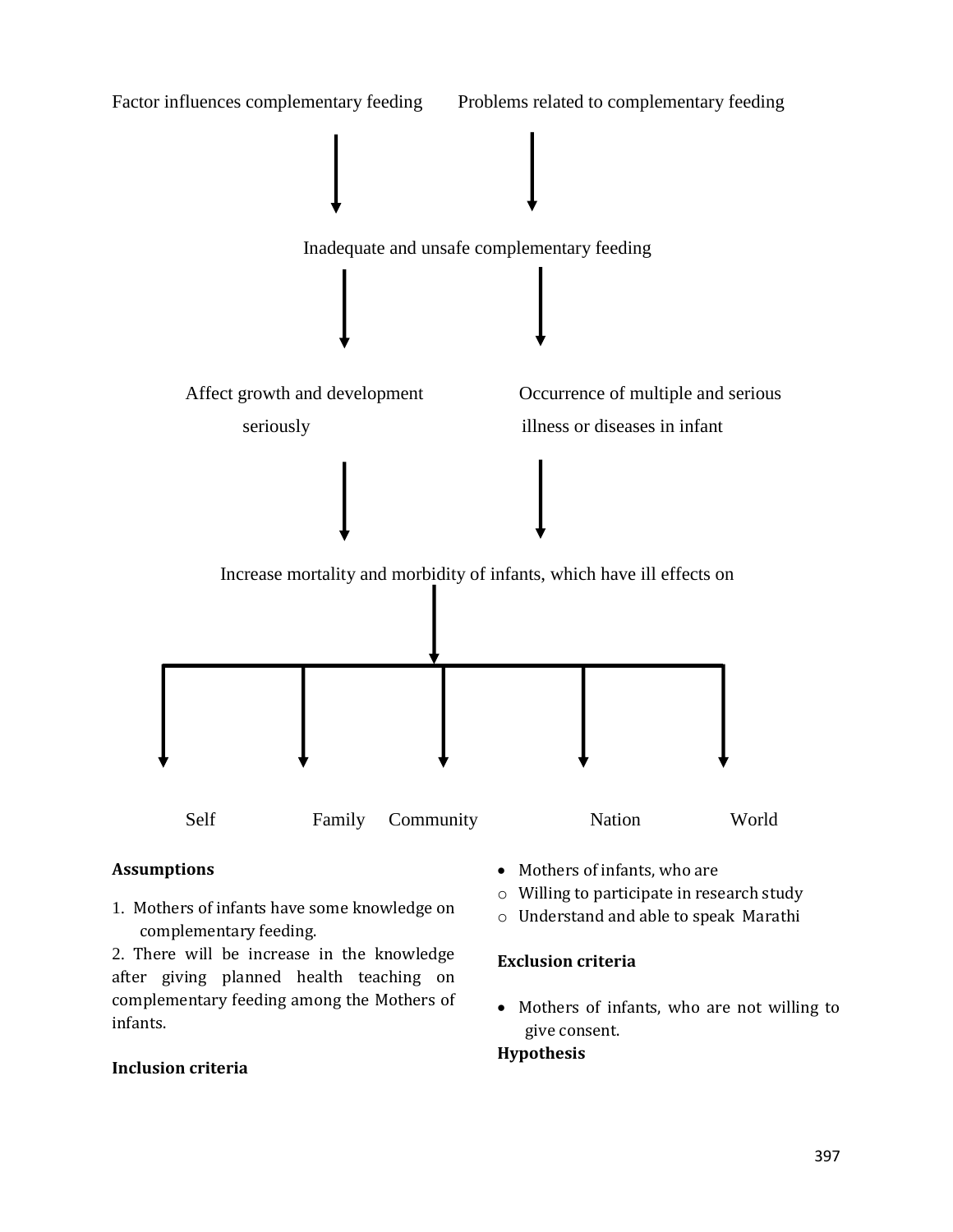Factor influences complementary feeding    Problems related to complementary feeding

↓    ↓

Inadequate and unsafe complementary feeding

↓    ↓

Affect growth and development seriously    Occurrence of multiple and serious illness or diseases in infant

↓    ↓

Increase mortality and morbidity of infants, which have ill effects on

↓

Self    Family    Community    Nation    World

**Assumptions**

1. Mothers of infants have some knowledge on complementary feeding.
2. There will be increase in the knowledge after giving planned health teaching on complementary feeding among the Mothers of infants.

**Inclusion criteria**

- Mothers of infants, who are
  - Willing to participate in research study
  - Understand and able to speak Marathi

**Exclusion criteria**

- Mothers of infants, who are not willing to give consent.

**Hypothesis**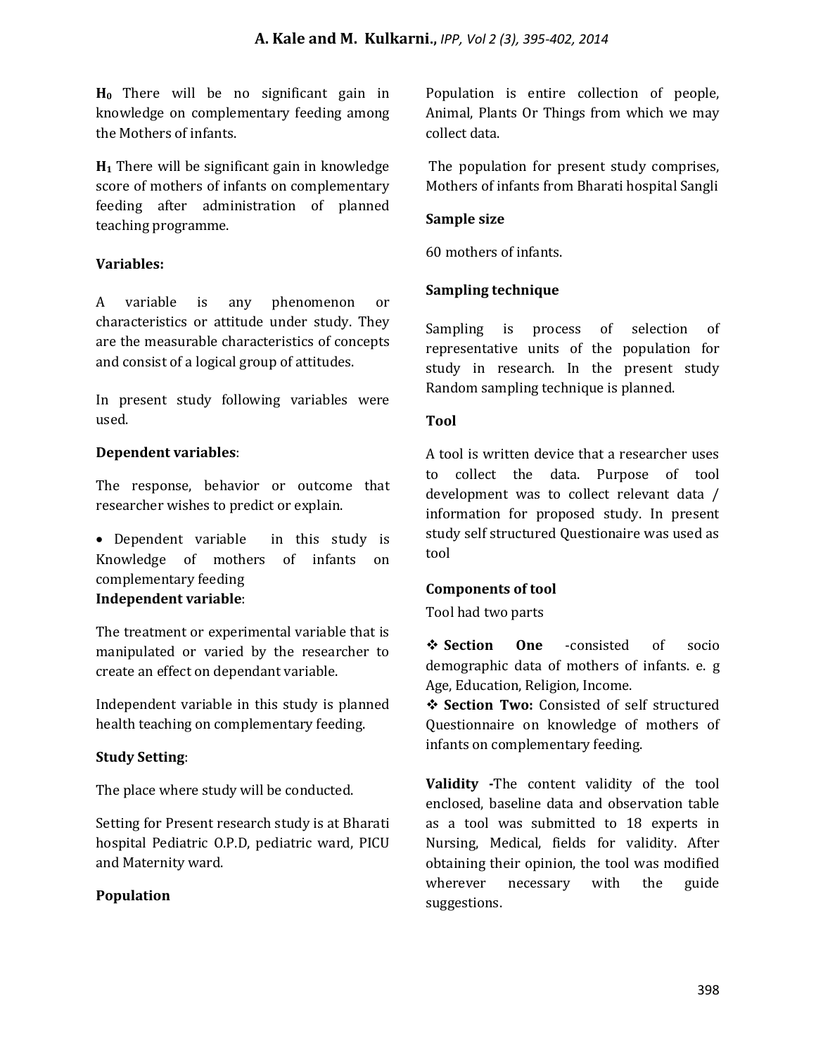**$H_0$** There will be no significant gain in knowledge on complementary feeding among the Mothers of infants.

**$H_1$** There will be significant gain in knowledge score of mothers of infants on complementary feeding after administration of planned teaching programme.

**Variables:**

A variable is any phenomenon or characteristics or attitude under study. They are the measurable characteristics of concepts and consist of a logical group of attitudes.

In present study following variables were used.

**Dependent variables**:

The response, behavior or outcome that researcher wishes to predict or explain.

- Dependent variable in this study is Knowledge of mothers of infants on complementary feeding

**Independent variable**:

The treatment or experimental variable that is manipulated or varied by the researcher to create an effect on dependant variable.

Independent variable in this study is planned health teaching on complementary feeding.

**Study Setting**:

The place where study will be conducted.

Setting for Present research study is at Bharati hospital Pediatric O.P.D, pediatric ward, PICU and Maternity ward.

**Population**

Population is entire collection of people, Animal, Plants Or Things from which we may collect data.

The population for present study comprises, Mothers of infants from Bharati hospital Sangli

**Sample size**

60 mothers of infants.

**Sampling technique**

Sampling is process of selection of representative units of the population for study in research. In the present study Random sampling technique is planned.

**Tool**

A tool is written device that a researcher uses to collect the data. Purpose of tool development was to collect relevant data / information for proposed study. In present study self structured Questionaire was used as tool

**Components of tool**

Tool had two parts

- **Section One** -consisted of socio demographic data of mothers of infants. e. g Age, Education, Religion, Income.
- **Section Two:** Consisted of self structured Questionnaire on knowledge of mothers of infants on complementary feeding.

**Validity** -The content validity of the tool enclosed, baseline data and observation table as a tool was submitted to 18 experts in Nursing, Medical, fields for validity. After obtaining their opinion, the tool was modified wherever necessary with the guide suggestions.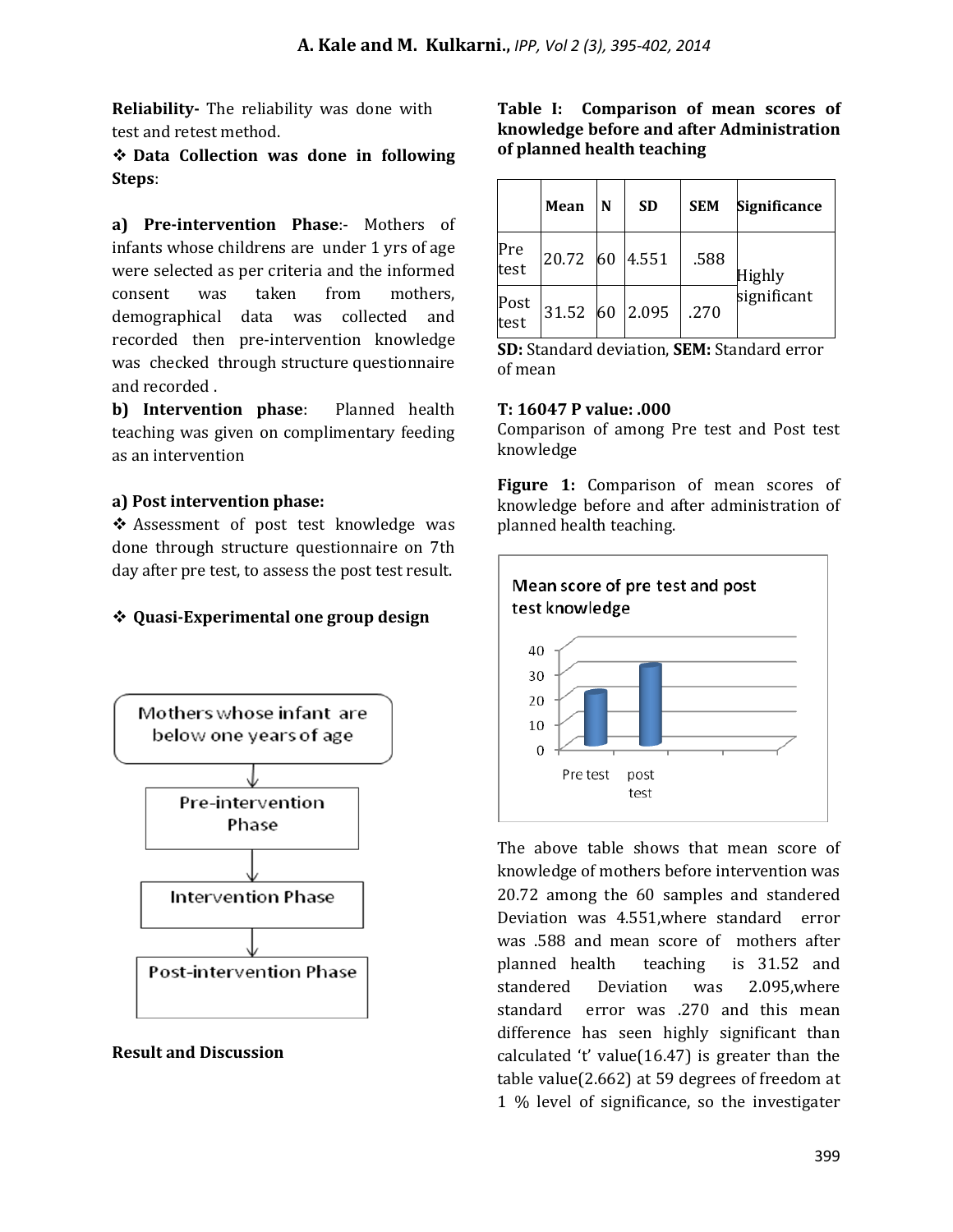**Reliability-** The reliability was done with test and retest method.

❖ **Data Collection was done in following Steps**:

**a) Pre-intervention Phase**:- Mothers of infants whose childrens are under 1 yrs of age were selected as per criteria and the informed consent was taken from mothers, demographical data was collected and recorded then pre-intervention knowledge was checked through structure questionnaire and recorded .

**b) Intervention phase**: Planned health teaching was given on complimentary feeding as an intervention

**a) Post intervention phase:**

❖ Assessment of post test knowledge was done through structure questionnaire on 7th day after pre test, to assess the post test result.

❖ **Quasi-Experimental one group design**

Mothers whose infant are below one years of age

↓

Pre-intervention Phase

↓

Intervention Phase

↓

Post-intervention Phase

**Result and Discussion**

**Table I: Comparison of mean scores of knowledge before and after Administration of planned health teaching**

| | Mean | N | SD | SEM | Significance |
|---|---|---|---|---|---|
| Pre test | 20.72 | 60 | 4.551 | .588 | Highly significant |
| Post test | 31.52 | 60 | 2.095 | .270 | |

**SD:** Standard deviation, **SEM:** Standard error of mean

**T: 16047 P value: .000**

Comparison of among Pre test and Post test knowledge

**Figure 1:** Comparison of mean scores of knowledge before and after administration of planned health teaching.

Mean score of pre test and post test knowledge

The above table shows that mean score of knowledge of mothers before intervention was 20.72 among the 60 samples and standered Deviation was 4.551,where standard error was .588 and mean score of mothers after planned health teaching is 31.52 and standered Deviation was 2.095,where standard error was .270 and this mean difference has seen highly significant than calculated 't' value(16.47) is greater than the table value(2.662) at 59 degrees of freedom at 1 % level of significance, so the investigater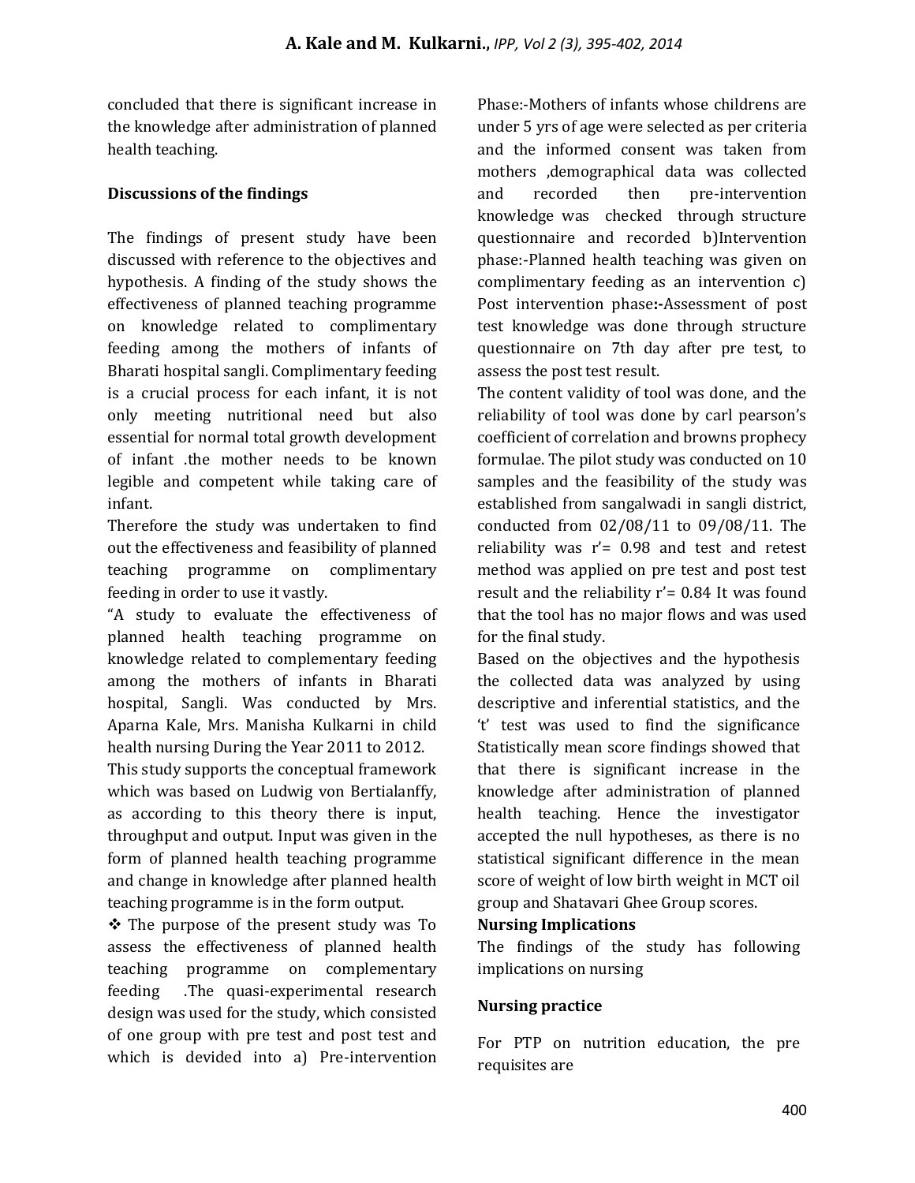concluded that there is significant increase in the knowledge after administration of planned health teaching.

**Discussions of the findings**

The findings of present study have been discussed with reference to the objectives and hypothesis. A finding of the study shows the effectiveness of planned teaching programme on knowledge related to complimentary feeding among the mothers of infants of Bharati hospital sangli. Complimentary feeding is a crucial process for each infant, it is not only meeting nutritional need but also essential for normal total growth development of infant .the mother needs to be known legible and competent while taking care of infant.

Therefore the study was undertaken to find out the effectiveness and feasibility of planned teaching programme on complimentary feeding in order to use it vastly.

"A study to evaluate the effectiveness of planned health teaching programme on knowledge related to complementary feeding among the mothers of infants in Bharati hospital, Sangli. Was conducted by Mrs. Aparna Kale, Mrs. Manisha Kulkarni in child health nursing During the Year 2011 to 2012.

This study supports the conceptual framework which was based on Ludwig von Bertialanffy, as according to this theory there is input, throughput and output. Input was given in the form of planned health teaching programme and change in knowledge after planned health teaching programme is in the form output.

❖ The purpose of the present study was To assess the effectiveness of planned health teaching programme on complementary feeding .The quasi-experimental research design was used for the study, which consisted of one group with pre test and post test and which is devided into a) Pre-intervention Phase:-Mothers of infants whose childrens are under 5 yrs of age were selected as per criteria and the informed consent was taken from mothers ,demographical data was collected and recorded then pre-intervention knowledge was checked through structure questionnaire and recorded b)Intervention phase:-Planned health teaching was given on complimentary feeding as an intervention c) Post intervention phase**:-**Assessment of post test knowledge was done through structure questionnaire on 7th day after pre test, to assess the post test result.

The content validity of tool was done, and the reliability of tool was done by carl pearson's coefficient of correlation and browns prophecy formulae. The pilot study was conducted on 10 samples and the feasibility of the study was established from sangalwadi in sangli district, conducted from 02/08/11 to 09/08/11. The reliability was r'= 0.98 and test and retest method was applied on pre test and post test result and the reliability r'= 0.84 It was found that the tool has no major flows and was used for the final study.

Based on the objectives and the hypothesis the collected data was analyzed by using descriptive and inferential statistics, and the 't' test was used to find the significance Statistically mean score findings showed that that there is significant increase in the knowledge after administration of planned health teaching. Hence the investigator accepted the null hypotheses, as there is no statistical significant difference in the mean score of weight of low birth weight in MCT oil group and Shatavari Ghee Group scores.

**Nursing Implications**

The findings of the study has following implications on nursing

**Nursing practice**

For PTP on nutrition education, the pre requisites are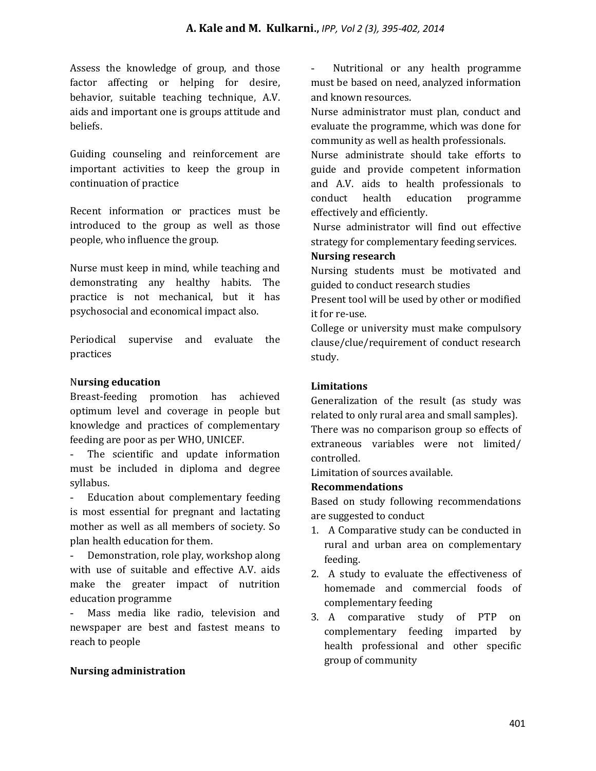Assess the knowledge of group, and those factor affecting or helping for desire, behavior, suitable teaching technique, A.V. aids and important one is groups attitude and beliefs.

Guiding counseling and reinforcement are important activities to keep the group in continuation of practice

Recent information or practices must be introduced to the group as well as those people, who influence the group.

Nurse must keep in mind, while teaching and demonstrating any healthy habits. The practice is not mechanical, but it has psychosocial and economical impact also.

Periodical supervise and evaluate the practices

**Nursing education**

Breast-feeding promotion has achieved optimum level and coverage in people but knowledge and practices of complementary feeding are poor as per WHO, UNICEF.

- The scientific and update information must be included in diploma and degree syllabus.
- Education about complementary feeding is most essential for pregnant and lactating mother as well as all members of society. So plan health education for them.
- Demonstration, role play, workshop along with use of suitable and effective A.V. aids make the greater impact of nutrition education programme
- Mass media like radio, television and newspaper are best and fastest means to reach to people

**Nursing administration**

- Nutritional or any health programme must be based on need, analyzed information and known resources.

Nurse administrator must plan, conduct and evaluate the programme, which was done for community as well as health professionals.

Nurse administrate should take efforts to guide and provide competent information and A.V. aids to health professionals to conduct health education programme effectively and efficiently.

Nurse administrator will find out effective strategy for complementary feeding services.

**Nursing research**

Nursing students must be motivated and guided to conduct research studies

Present tool will be used by other or modified it for re-use.

College or university must make compulsory clause/clue/requirement of conduct research study.

**Limitations**

Generalization of the result (as study was related to only rural area and small samples).

There was no comparison group so effects of extraneous variables were not limited/ controlled.

Limitation of sources available.

**Recommendations**

Based on study following recommendations are suggested to conduct

1. A Comparative study can be conducted in rural and urban area on complementary feeding.
2. A study to evaluate the effectiveness of homemade and commercial foods of complementary feeding
3. A comparative study of PTP on complementary feeding imparted by health professional and other specific group of community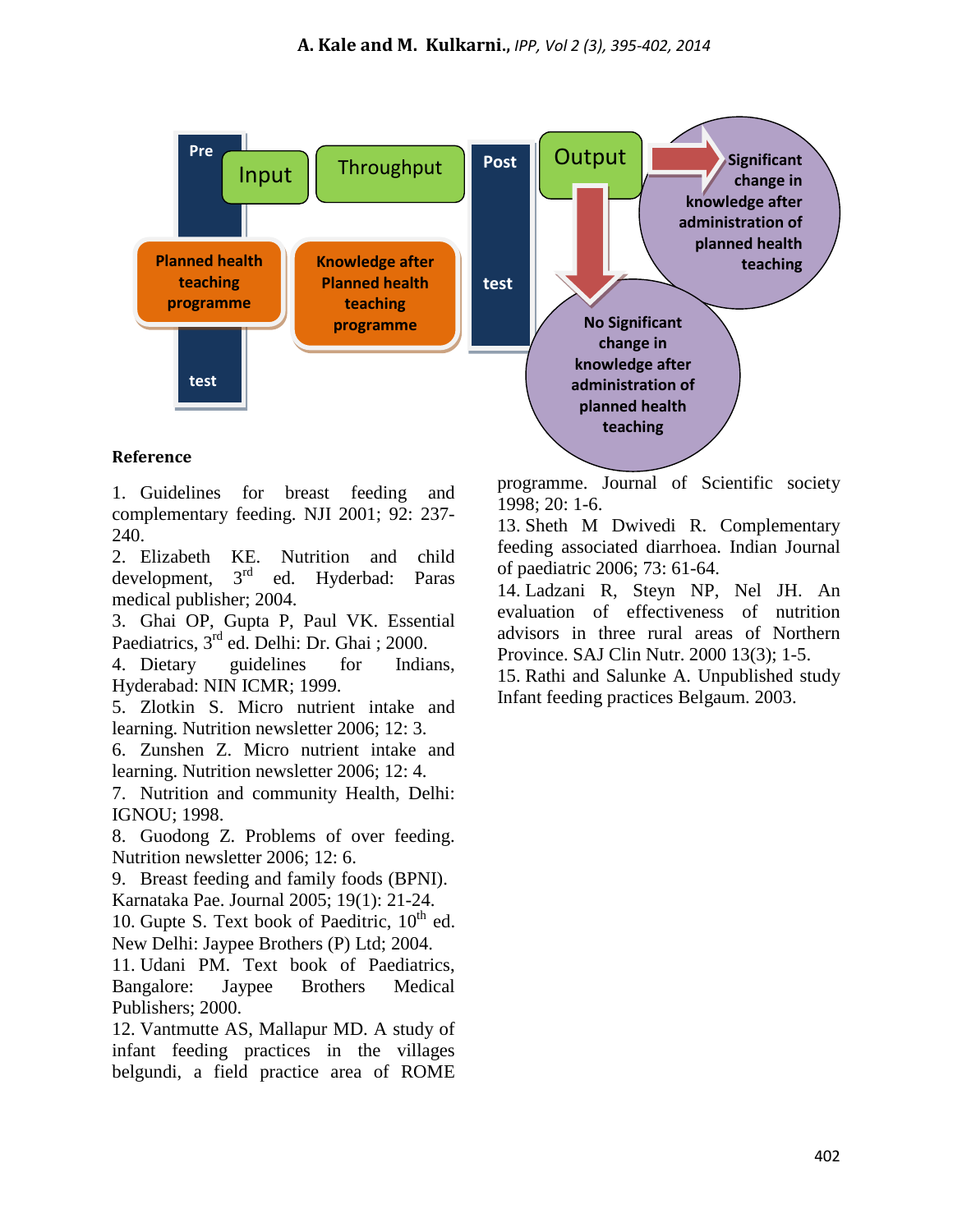Pre

Input

Throughput

Post

Output

Significant change in knowledge after administration of planned health teaching

Planned health teaching programme

Knowledge after Planned health teaching programme

test

test

No Significant change in knowledge after administration of planned health teaching

## Reference

1. Guidelines for breast feeding and complementary feeding. NJI 2001; 92: 237-240.
2. Elizabeth KE. Nutrition and child development, 3rd ed. Hyderbad: Paras medical publisher; 2004.
3. Ghai OP, Gupta P, Paul VK. Essential Paediatrics, 3rd ed. Delhi: Dr. Ghai ; 2000.
4. Dietary guidelines for Indians, Hyderabad: NIN ICMR; 1999.
5. Zlotkin S. Micro nutrient intake and learning. Nutrition newsletter 2006; 12: 3.
6. Zunshen Z. Micro nutrient intake and learning. Nutrition newsletter 2006; 12: 4.
7. Nutrition and community Health, Delhi: IGNOU; 1998.
8. Guodong Z. Problems of over feeding. Nutrition newsletter 2006; 12: 6.
9. Breast feeding and family foods (BPNI). Karnataka Pae. Journal 2005; 19(1): 21-24.
10. Gupte S. Text book of Paeditric, 10th ed. New Delhi: Jaypee Brothers (P) Ltd; 2004.
11. Udani PM. Text book of Paediatrics, Bangalore: Jaypee Brothers Medical Publishers; 2000.
12. Vantmutte AS, Mallapur MD. A study of infant feeding practices in the villages belgundi, a field practice area of ROME programme. Journal of Scientific society 1998; 20: 1-6.
13. Sheth M Dwivedi R. Complementary feeding associated diarrhoea. Indian Journal of paediatric 2006; 73: 61-64.
14. Ladzani R, Steyn NP, Nel JH. An evaluation of effectiveness of nutrition advisors in three rural areas of Northern Province. SAJ Clin Nutr. 2000 13(3); 1-5.
15. Rathi and Salunke A. Unpublished study Infant feeding practices Belgaum. 2003.